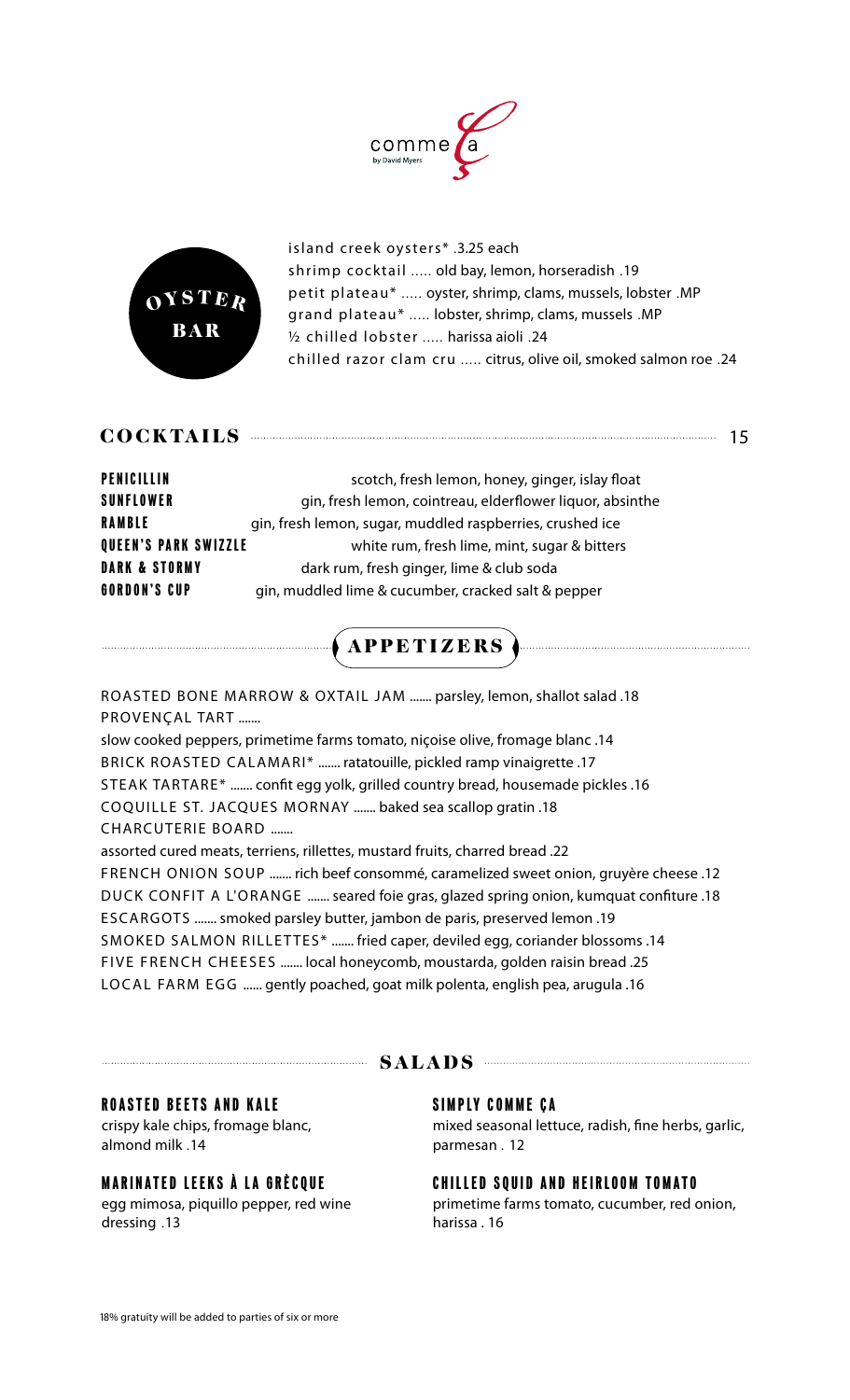# comme ça

by David Myers

## OYSTER BAR

island creek oysters* .3.25 each
shrimp cocktail ..... old bay, lemon, horseradish .19
petit plateau* ..... oyster, shrimp, clams, mussels, lobster .MP
grand plateau* ..... lobster, shrimp, clams, mussels .MP
½ chilled lobster ..... harissa aioli .24
chilled razor clam cru ..... citrus, olive oil, smoked salmon roe .24

## COCKTAILS ..... 15

**PENICILLIN** scotch, fresh lemon, honey, ginger, islay float
**SUNFLOWER** gin, fresh lemon, cointreau, elderflower liquor, absinthe
**RAMBLE** gin, fresh lemon, sugar, muddled raspberries, crushed ice
**QUEEN'S PARK SWIZZLE** white rum, fresh lime, mint, sugar & bitters
**DARK & STORMY** dark rum, fresh ginger, lime & club soda
**GORDON'S CUP** gin, muddled lime & cucumber, cracked salt & pepper

## APPETIZERS

ROASTED BONE MARROW & OXTAIL JAM ....... parsley, lemon, shallot salad .18
PROVENÇAL TART .......
slow cooked peppers, primetime farms tomato, niçoise olive, fromage blanc .14
BRICK ROASTED CALAMARI* ....... ratatouille, pickled ramp vinaigrette .17
STEAK TARTARE* ....... confit egg yolk, grilled country bread, housemade pickles .16
COQUILLE ST. JACQUES MORNAY ....... baked sea scallop gratin .18
CHARCUTERIE BOARD .......
assorted cured meats, terriens, rillettes, mustard fruits, charred bread .22
FRENCH ONION SOUP ....... rich beef consommé, caramelized sweet onion, gruyère cheese .12
DUCK CONFIT A L'ORANGE ....... seared foie gras, glazed spring onion, kumquat confiture .18
ESCARGOTS ....... smoked parsley butter, jambon de paris, preserved lemon .19
SMOKED SALMON RILLETTES* ....... fried caper, deviled egg, coriander blossoms .14
FIVE FRENCH CHEESES ....... local honeycomb, moustarda, golden raisin bread .25
LOCAL FARM EGG ...... gently poached, goat milk polenta, english pea, arugula .16

## SALADS

**ROASTED BEETS AND KALE**
crispy kale chips, fromage blanc, almond milk .14

**MARINATED LEEKS À LA GRÈCQUE**
egg mimosa, piquillo pepper, red wine dressing .13

**SIMPLY COMME ÇA**
mixed seasonal lettuce, radish, fine herbs, garlic, parmesan . 12

**CHILLED SQUID AND HEIRLOOM TOMATO**
primetime farms tomato, cucumber, red onion, harissa . 16

18% gratuity will be added to parties of six or more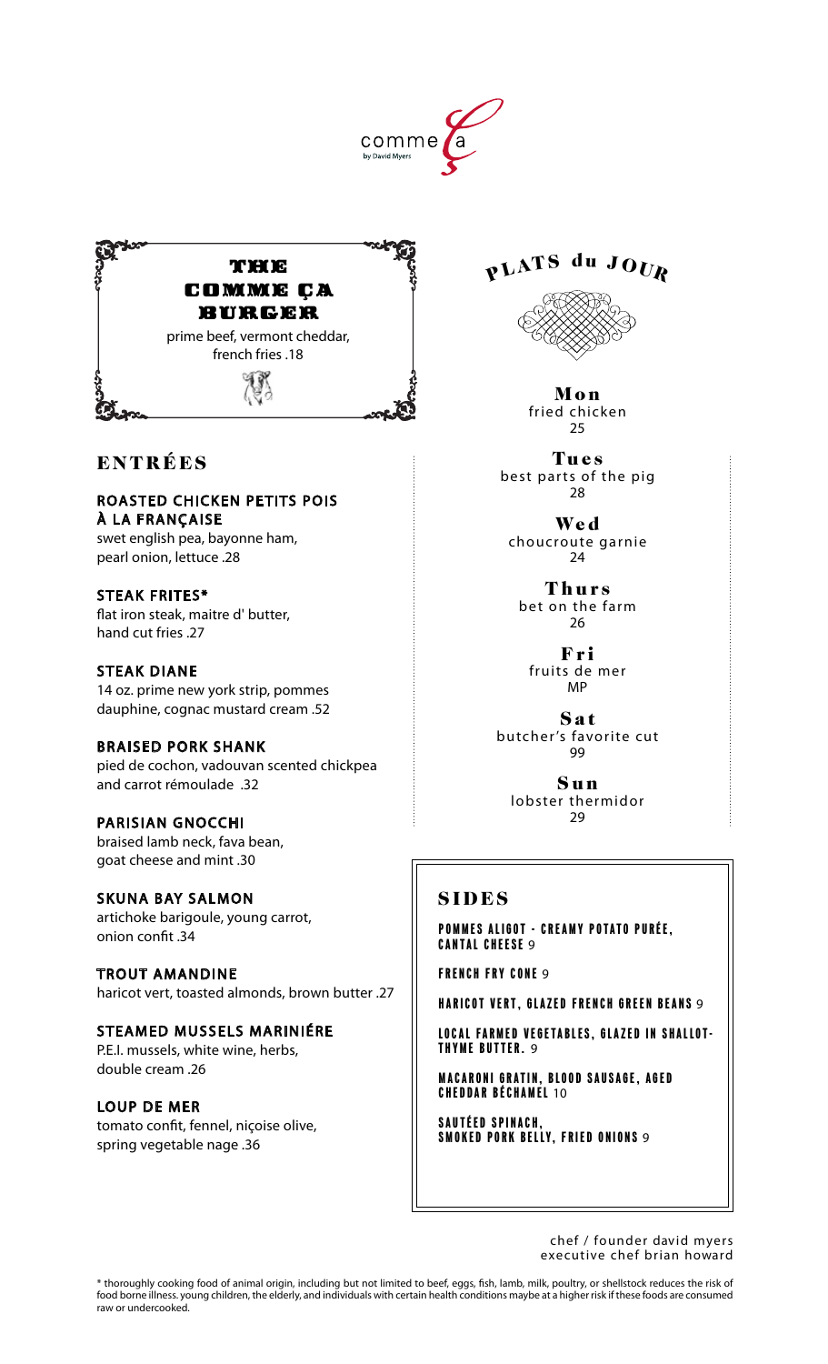comme ça
by David Myers

## THE COMME ÇA BURGER

prime beef, vermont cheddar, french fries .18

## ENTRÉES

**ROASTED CHICKEN PETITS POIS À LA FRANÇAISE**
swet english pea, bayonne ham, pearl onion, lettuce .28

**STEAK FRITES***
flat iron steak, maitre d' butter, hand cut fries .27

**STEAK DIANE**
14 oz. prime new york strip, pommes dauphine, cognac mustard cream .52

**BRAISED PORK SHANK**
pied de cochon, vadouvan scented chickpea and carrot rémoulade .32

**PARISIAN GNOCCHI**
braised lamb neck, fava bean, goat cheese and mint .30

**SKUNA BAY SALMON**
artichoke barigoule, young carrot, onion confit .34

**TROUT AMANDINE**
haricot vert, toasted almonds, brown butter .27

**STEAMED MUSSELS MARINIÉRE**
P.E.I. mussels, white wine, herbs, double cream .26

**LOUP DE MER**
tomato confit, fennel, niçoise olive, spring vegetable nage .36

## PLATS du JOUR

**Mon**
fried chicken
25

**Tues**
best parts of the pig
28

**Wed**
choucroute garnie
24

**Thurs**
bet on the farm
26

**Fri**
fruits de mer
MP

**Sat**
butcher's favorite cut
99

**Sun**
lobster thermidor
29

## SIDES

**POMMES ALIGOT - CREAMY POTATO PURÉE, CANTAL CHEESE** 9

**FRENCH FRY CONE** 9

**HARICOT VERT, GLAZED FRENCH GREEN BEANS** 9

**LOCAL FARMED VEGETABLES, GLAZED IN SHALLOT-THYME BUTTER.** 9

**MACARONI GRATIN, BLOOD SAUSAGE, AGED CHEDDAR BÉCHAMEL** 10

**SAUTÉED SPINACH, SMOKED PORK BELLY, FRIED ONIONS** 9

chef / founder david myers
executive chef brian howard

* thoroughly cooking food of animal origin, including but not limited to beef, eggs, fish, lamb, milk, poultry, or shellstock reduces the risk of food borne illness. young children, the elderly, and individuals with certain health conditions maybe at a higher risk if these foods are consumed raw or undercooked.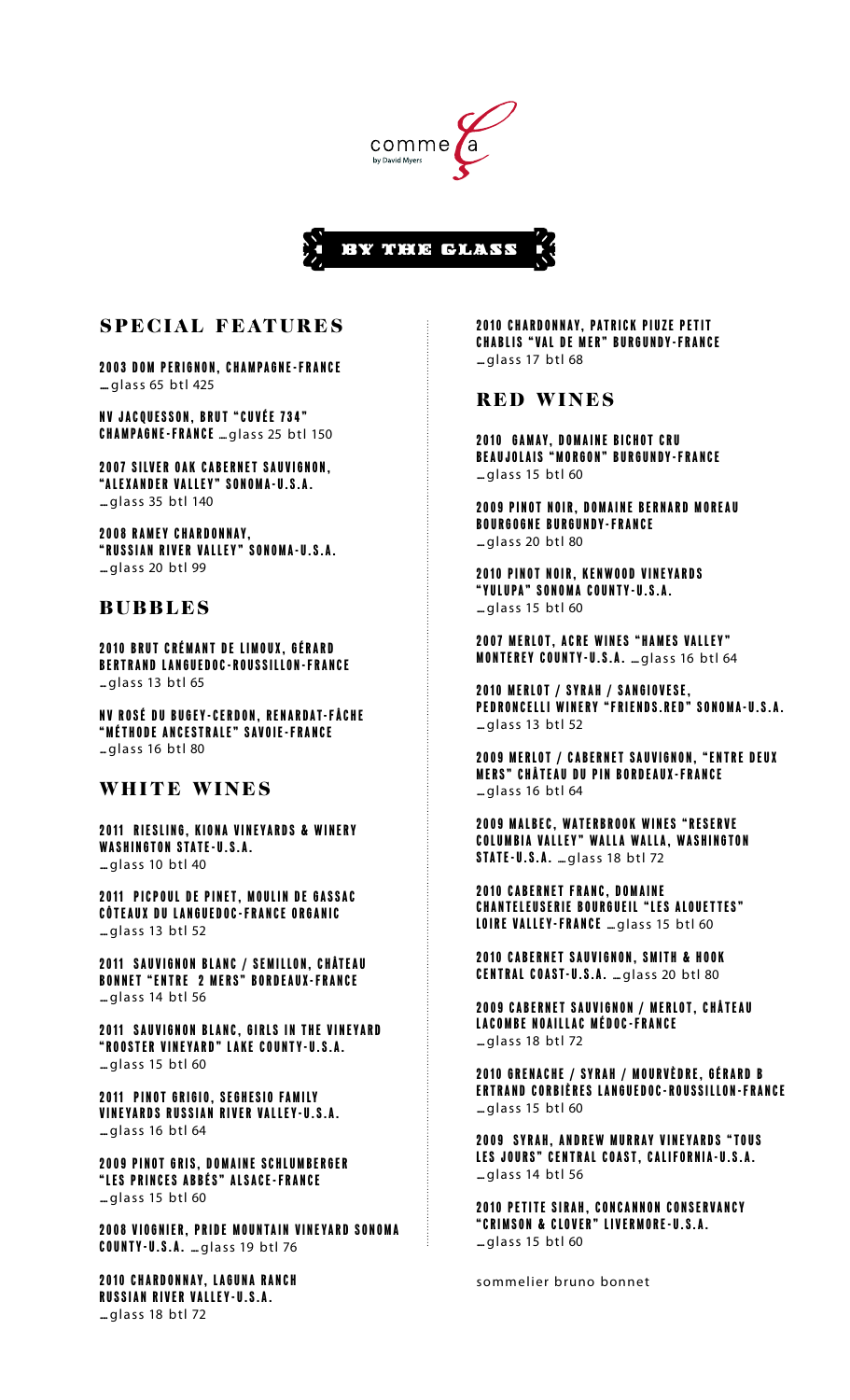comme ça
by David Myers

# BY THE GLASS

## SPECIAL FEATURES

**2003 DOM PERIGNON, CHAMPAGNE-FRANCE**
…glass 65 btl 425

**NV JACQUESSON, BRUT "CUVÉE 734" CHAMPAGNE-FRANCE** …glass 25 btl 150

**2007 SILVER OAK CABERNET SAUVIGNON, "ALEXANDER VALLEY" SONOMA-U.S.A.**
…glass 35 btl 140

**2008 RAMEY CHARDONNAY, "RUSSIAN RIVER VALLEY" SONOMA-U.S.A.**
…glass 20 btl 99

## BUBBLES

**2010 BRUT CRÉMANT DE LIMOUX, GÉRARD BERTRAND LANGUEDOC-ROUSSILLON-FRANCE**
…glass 13 btl 65

**NV ROSÉ DU BUGEY-CERDON, RENARDAT-FÂCHE "MÉTHODE ANCESTRALE" SAVOIE-FRANCE**
…glass 16 btl 80

## WHITE WINES

**2011 RIESLING, KIONA VINEYARDS & WINERY WASHINGTON STATE-U.S.A.**
…glass 10 btl 40

**2011 PICPOUL DE PINET, MOULIN DE GASSAC CÔTEAUX DU LANGUEDOC-FRANCE ORGANIC**
…glass 13 btl 52

**2011 SAUVIGNON BLANC / SEMILLON, CHÂTEAU BONNET "ENTRE 2 MERS" BORDEAUX-FRANCE**
…glass 14 btl 56

**2011 SAUVIGNON BLANC, GIRLS IN THE VINEYARD "ROOSTER VINEYARD" LAKE COUNTY-U.S.A.**
…glass 15 btl 60

**2011 PINOT GRIGIO, SEGHESIO FAMILY VINEYARDS RUSSIAN RIVER VALLEY-U.S.A.**
…glass 16 btl 64

**2009 PINOT GRIS, DOMAINE SCHLUMBERGER "LES PRINCES ABBÉS" ALSACE-FRANCE**
…glass 15 btl 60

**2008 VIOGNIER, PRIDE MOUNTAIN VINEYARD SONOMA COUNTY-U.S.A.** …glass 19 btl 76

**2010 CHARDONNAY, LAGUNA RANCH RUSSIAN RIVER VALLEY-U.S.A.**
…glass 18 btl 72

**2010 CHARDONNAY, PATRICK PIUZE PETIT CHABLIS "VAL DE MER" BURGUNDY-FRANCE**
…glass 17 btl 68

## RED WINES

**2010 GAMAY, DOMAINE BICHOT CRU BEAUJOLAIS "MORGON" BURGUNDY-FRANCE**
…glass 15 btl 60

**2009 PINOT NOIR, DOMAINE BERNARD MOREAU BOURGOGNE BURGUNDY-FRANCE**
…glass 20 btl 80

**2010 PINOT NOIR, KENWOOD VINEYARDS "YULUPA" SONOMA COUNTY-U.S.A.**
…glass 15 btl 60

**2007 MERLOT, ACRE WINES "HAMES VALLEY" MONTEREY COUNTY-U.S.A.** …glass 16 btl 64

**2010 MERLOT / SYRAH / SANGIOVESE, PEDRONCELLI WINERY "FRIENDS.RED" SONOMA-U.S.A.**
…glass 13 btl 52

**2009 MERLOT / CABERNET SAUVIGNON, "ENTRE DEUX MERS" CHÂTEAU DU PIN BORDEAUX-FRANCE**
…glass 16 btl 64

**2009 MALBEC, WATERBROOK WINES "RESERVE COLUMBIA VALLEY" WALLA WALLA, WASHINGTON STATE-U.S.A.** …glass 18 btl 72

**2010 CABERNET FRANC, DOMAINE CHANTELEUSERIE BOURGUEIL "LES ALOUETTES" LOIRE VALLEY-FRANCE** …glass 15 btl 60

**2010 CABERNET SAUVIGNON, SMITH & HOOK CENTRAL COAST-U.S.A.** …glass 20 btl 80

**2009 CABERNET SAUVIGNON / MERLOT, CHÂTEAU LACOMBE NOAILLAC MÉDOC-FRANCE**
…glass 18 btl 72

**2010 GRENACHE / SYRAH / MOURVÈDRE, GÉRARD B ERTRAND CORBIÈRES LANGUEDOC-ROUSSILLON-FRANCE**
…glass 15 btl 60

**2009 SYRAH, ANDREW MURRAY VINEYARDS "TOUS LES JOURS" CENTRAL COAST, CALIFORNIA-U.S.A.**
…glass 14 btl 56

**2010 PETITE SIRAH, CONCANNON CONSERVANCY "CRIMSON & CLOVER" LIVERMORE-U.S.A.**
…glass 15 btl 60

sommelier bruno bonnet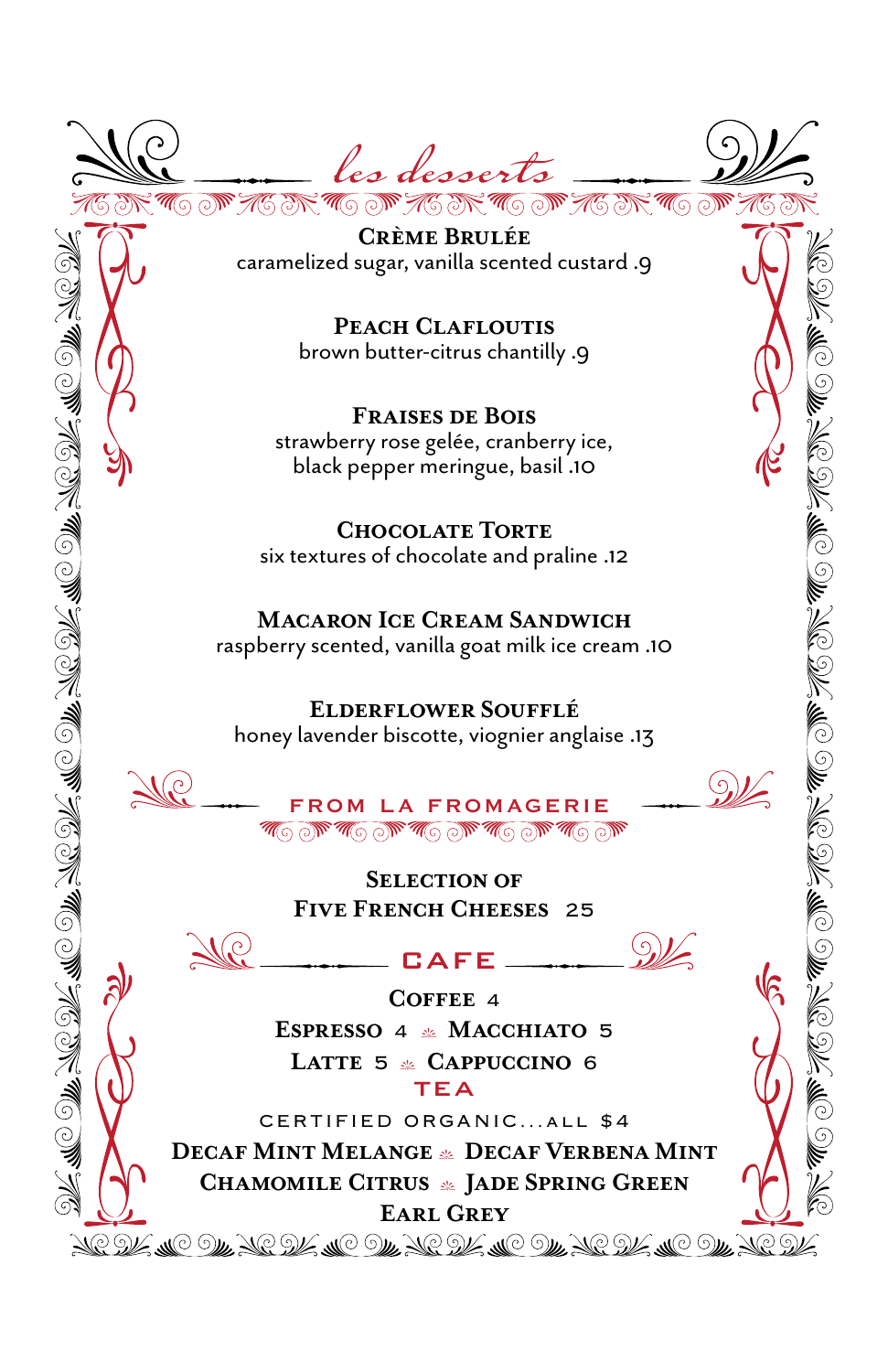# les desserts

**Crème Brulée**
caramelized sugar, vanilla scented custard .9

**Peach Clafloutis**
brown butter-citrus chantilly .9

**Fraises de Bois**
strawberry rose gelée, cranberry ice,
black pepper meringue, basil .10

**Chocolate Torte**
six textures of chocolate and praline .12

**Macaron Ice Cream Sandwich**
raspberry scented, vanilla goat milk ice cream .10

**Elderflower Soufflé**
honey lavender biscotte, viognier anglaise .13

## FROM LA FROMAGERIE

**Selection of
Five French Cheeses** 25

## CAFE

**Coffee** 4
**Espresso** 4 ⁂ **Macchiato** 5
**Latte** 5 ⁂ **Cappuccino** 6

## TEA

CERTIFIED ORGANIC...ALL $4

**Decaf Mint Melange** ⁂ **Decaf Verbena Mint**
**Chamomile Citrus** ⁂ **Jade Spring Green**
**Earl Grey**